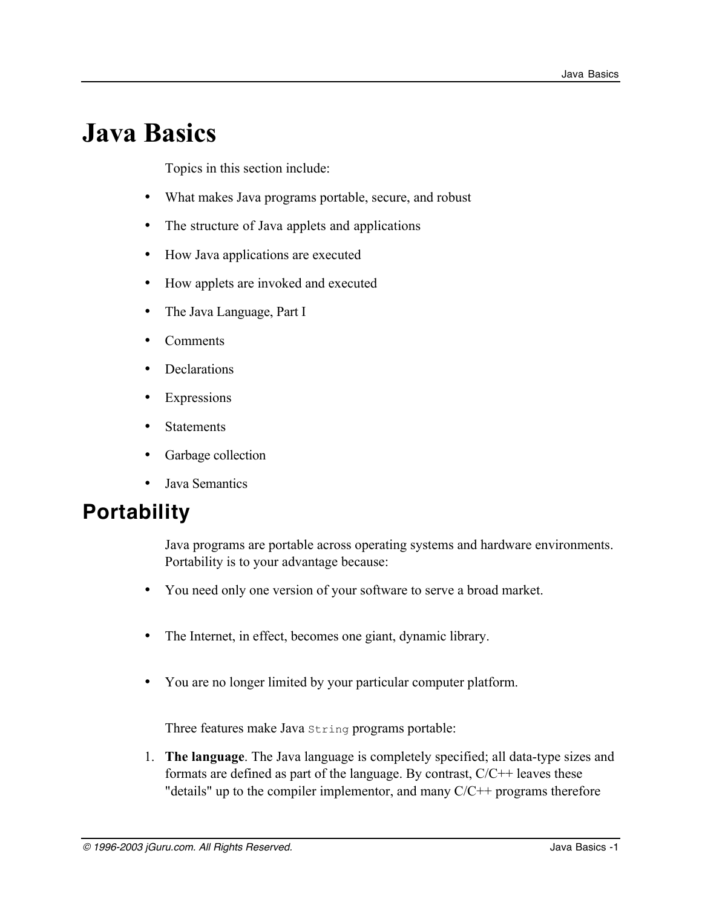# Java Basics

Topics in this section include:

- What makes Java programs portable, secure, and robust
- The structure of Java applets and applications
- How Java applications are executed
- How applets are invoked and executed
- The Java Language, Part I
- Comments
- Declarations
- Expressions
- Statements
- Garbage collection
- Java Semantics

## Portability

Java programs are portable across operating systems and hardware environments. Portability is to your advantage because:

- You need only one version of your software to serve a broad market.
- The Internet, in effect, becomes one giant, dynamic library.
- You are no longer limited by your particular computer platform.

Three features make Java `String` programs portable:

1. **The language**. The Java language is completely specified; all data-type sizes and formats are defined as part of the language. By contrast, C/C++ leaves these "details" up to the compiler implementor, and many C/C++ programs therefore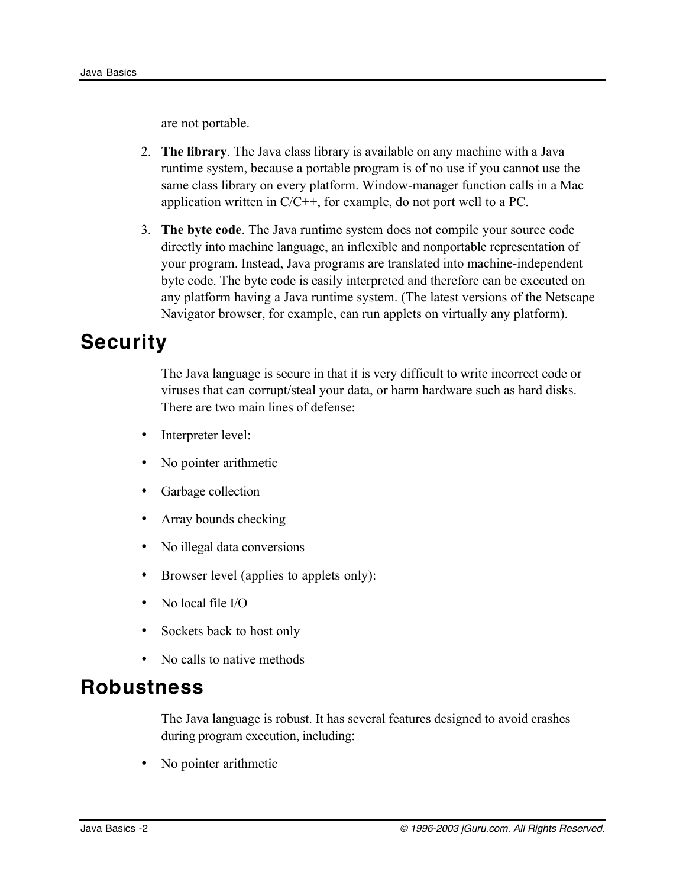are not portable.

2. **The library**. The Java class library is available on any machine with a Java runtime system, because a portable program is of no use if you cannot use the same class library on every platform. Window-manager function calls in a Mac application written in C/C++, for example, do not port well to a PC.

3. **The byte code**. The Java runtime system does not compile your source code directly into machine language, an inflexible and nonportable representation of your program. Instead, Java programs are translated into machine-independent byte code. The byte code is easily interpreted and therefore can be executed on any platform having a Java runtime system. (The latest versions of the Netscape Navigator browser, for example, can run applets on virtually any platform).

## Security

The Java language is secure in that it is very difficult to write incorrect code or viruses that can corrupt/steal your data, or harm hardware such as hard disks. There are two main lines of defense:

- Interpreter level:
- No pointer arithmetic
- Garbage collection
- Array bounds checking
- No illegal data conversions
- Browser level (applies to applets only):
- No local file I/O
- Sockets back to host only
- No calls to native methods

## Robustness

The Java language is robust. It has several features designed to avoid crashes during program execution, including:

- No pointer arithmetic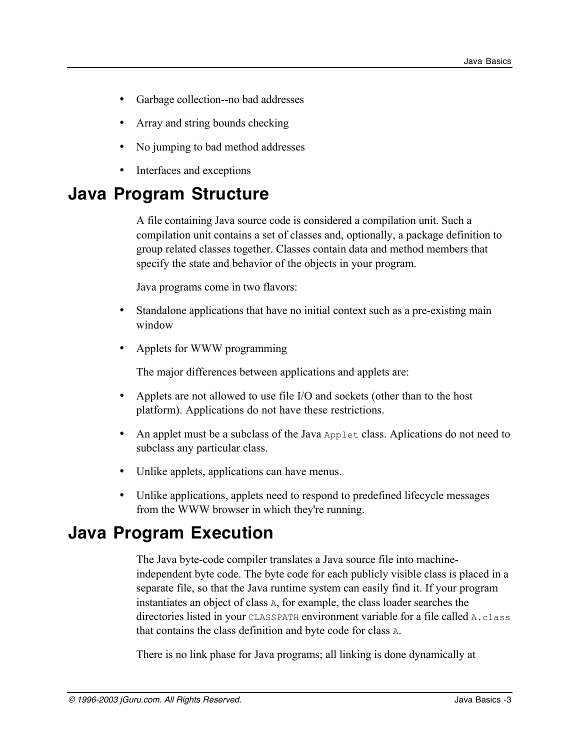- Garbage collection--no bad addresses
- Array and string bounds checking
- No jumping to bad method addresses
- Interfaces and exceptions

## Java Program Structure

A file containing Java source code is considered a compilation unit. Such a compilation unit contains a set of classes and, optionally, a package definition to group related classes together. Classes contain data and method members that specify the state and behavior of the objects in your program.

Java programs come in two flavors:

- Standalone applications that have no initial context such as a pre-existing main window
- Applets for WWW programming

The major differences between applications and applets are:

- Applets are not allowed to use file I/O and sockets (other than to the host platform). Applications do not have these restrictions.
- An applet must be a subclass of the Java `Applet` class. Aplications do not need to subclass any particular class.
- Unlike applets, applications can have menus.
- Unlike applications, applets need to respond to predefined lifecycle messages from the WWW browser in which they're running.

## Java Program Execution

The Java byte-code compiler translates a Java source file into machine-independent byte code. The byte code for each publicly visible class is placed in a separate file, so that the Java runtime system can easily find it. If your program instantiates an object of class `A`, for example, the class loader searches the directories listed in your `CLASSPATH` environment variable for a file called `A.class` that contains the class definition and byte code for class `A`.

There is no link phase for Java programs; all linking is done dynamically at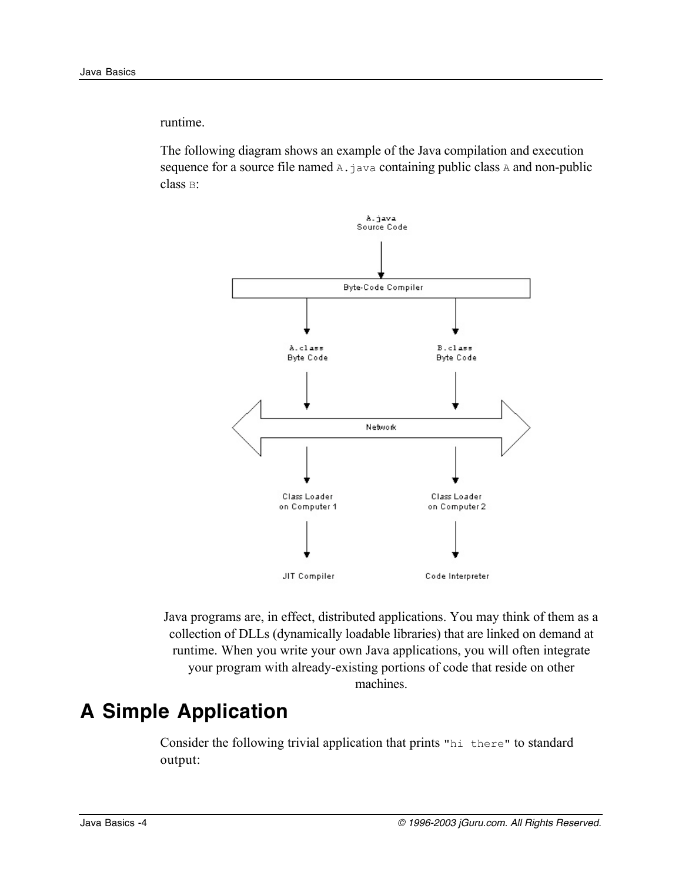runtime.

The following diagram shows an example of the Java compilation and execution sequence for a source file named `A.java` containing public class `A` and non-public class `B`:

A.java
Source Code

Byte-Code Compiler

A.class
Byte Code

B.class
Byte Code

Network

Class Loader
on Computer 1

Class Loader
on Computer 2

JIT Compiler

Code Interpreter

Java programs are, in effect, distributed applications. You may think of them as a collection of DLLs (dynamically loadable libraries) that are linked on demand at runtime. When you write your own Java applications, you will often integrate your program with already-existing portions of code that reside on other machines.

## A Simple Application

Consider the following trivial application that prints `"hi there"` to standard output: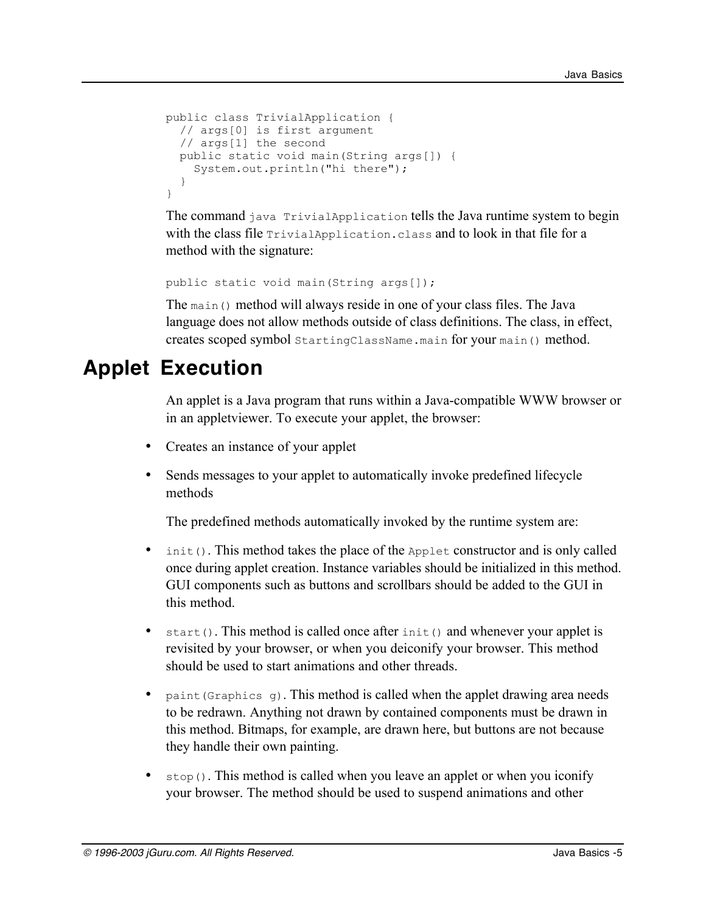```
public class TrivialApplication {
  // args[0] is first argument
  // args[1] the second
  public static void main(String args[]) {
    System.out.println("hi there");
  }
}
```

The command `java TrivialApplication` tells the Java runtime system to begin with the class file `TrivialApplication.class` and to look in that file for a method with the signature:

```
public static void main(String args[]);
```

The `main()` method will always reside in one of your class files. The Java language does not allow methods outside of class definitions. The class, in effect, creates scoped symbol `StartingClassName.main` for your `main()` method.

## Applet Execution

An applet is a Java program that runs within a Java-compatible WWW browser or in an appletviewer. To execute your applet, the browser:

- Creates an instance of your applet
- Sends messages to your applet to automatically invoke predefined lifecycle methods

  The predefined methods automatically invoked by the runtime system are:

- `init()`. This method takes the place of the `Applet` constructor and is only called once during applet creation. Instance variables should be initialized in this method. GUI components such as buttons and scrollbars should be added to the GUI in this method.
- `start()`. This method is called once after `init()` and whenever your applet is revisited by your browser, or when you deiconify your browser. This method should be used to start animations and other threads.
- `paint(Graphics g)`. This method is called when the applet drawing area needs to be redrawn. Anything not drawn by contained components must be drawn in this method. Bitmaps, for example, are drawn here, but buttons are not because they handle their own painting.
- `stop()`. This method is called when you leave an applet or when you iconify your browser. The method should be used to suspend animations and other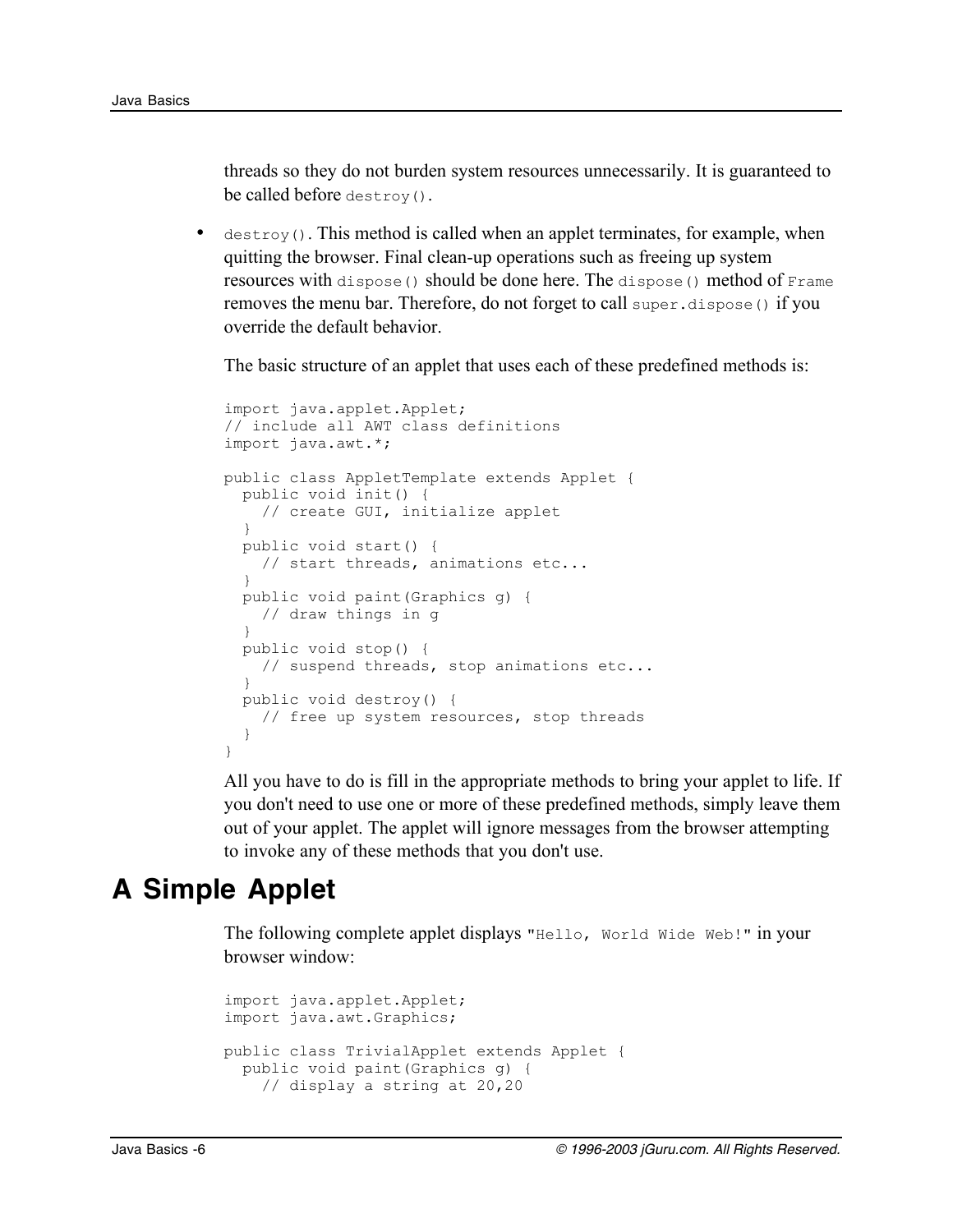threads so they do not burden system resources unnecessarily. It is guaranteed to be called before `destroy()`.

- `destroy()`. This method is called when an applet terminates, for example, when quitting the browser. Final clean-up operations such as freeing up system resources with `dispose()` should be done here. The `dispose()` method of `Frame` removes the menu bar. Therefore, do not forget to call `super.dispose()` if you override the default behavior.

  The basic structure of an applet that uses each of these predefined methods is:

```
import java.applet.Applet;
// include all AWT class definitions
import java.awt.*;

public class AppletTemplate extends Applet {
  public void init() {
    // create GUI, initialize applet
  }
  public void start() {
    // start threads, animations etc...
  }
  public void paint(Graphics g) {
    // draw things in g
  }
  public void stop() {
    // suspend threads, stop animations etc...
  }
  public void destroy() {
    // free up system resources, stop threads
  }
}
```

  All you have to do is fill in the appropriate methods to bring your applet to life. If you don't need to use one or more of these predefined methods, simply leave them out of your applet. The applet will ignore messages from the browser attempting to invoke any of these methods that you don't use.

## A Simple Applet

The following complete applet displays `"Hello, World Wide Web!"` in your browser window:

```
import java.applet.Applet;
import java.awt.Graphics;

public class TrivialApplet extends Applet {
  public void paint(Graphics g) {
    // display a string at 20,20
```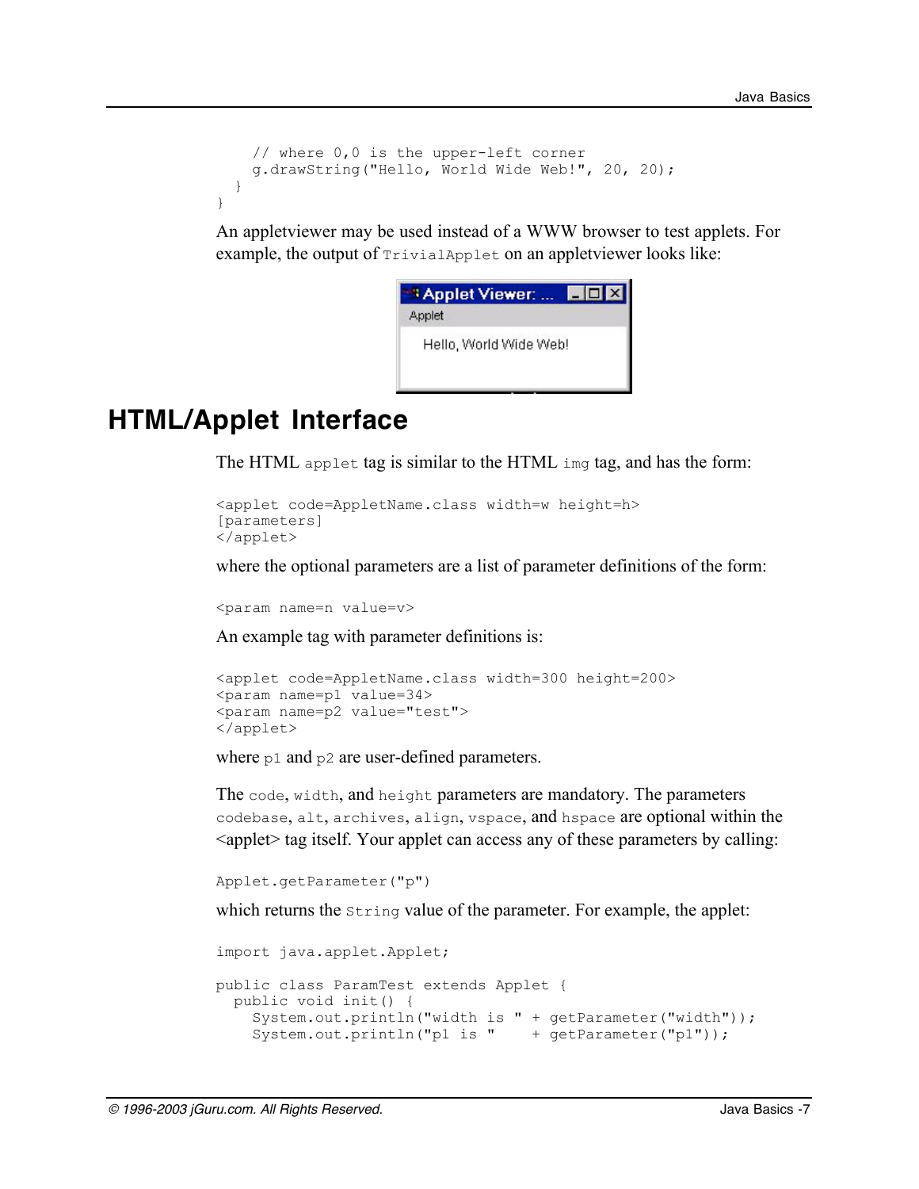```
    // where 0,0 is the upper-left corner
    g.drawString("Hello, World Wide Web!", 20, 20);
  }
}
```

An appletviewer may be used instead of a WWW browser to test applets. For example, the output of `TrivialApplet` on an appletviewer looks like:

## HTML/Applet Interface

The HTML `applet` tag is similar to the HTML `img` tag, and has the form:

```
<applet code=AppletName.class width=w height=h>
[parameters]
</applet>
```

where the optional parameters are a list of parameter definitions of the form:

```
<param name=n value=v>
```

An example tag with parameter definitions is:

```
<applet code=AppletName.class width=300 height=200>
<param name=p1 value=34>
<param name=p2 value="test">
</applet>
```

where `p1` and `p2` are user-defined parameters.

The `code`, `width`, and `height` parameters are mandatory. The parameters `codebase`, `alt`, `archives`, `align`, `vspace`, and `hspace` are optional within the <applet> tag itself. Your applet can access any of these parameters by calling:

```
Applet.getParameter("p")
```

which returns the `String` value of the parameter. For example, the applet:

```
import java.applet.Applet;

public class ParamTest extends Applet {
  public void init() {
    System.out.println("width is " + getParameter("width"));
    System.out.println("p1 is "    + getParameter("p1"));
```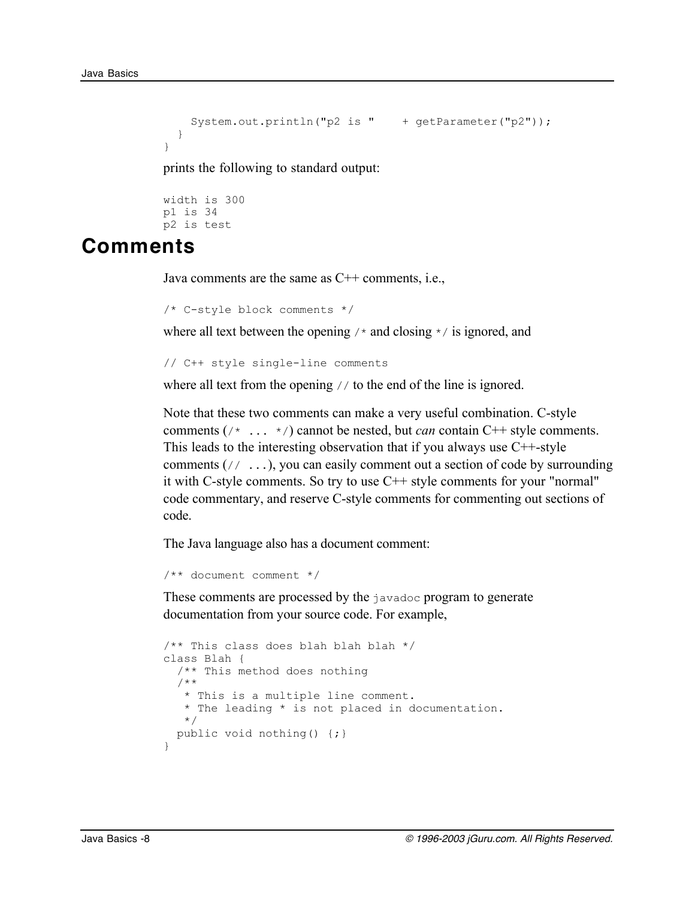```
    System.out.println("p2 is "    + getParameter("p2"));
  }
}
```

prints the following to standard output:

```
width is 300
p1 is 34
p2 is test
```

# Comments

Java comments are the same as C++ comments, i.e.,

```
/* C-style block comments */
```

where all text between the opening `/*` and closing `*/` is ignored, and

```
// C++ style single-line comments
```

where all text from the opening `//` to the end of the line is ignored.

Note that these two comments can make a very useful combination. C-style comments (`/* ... */`) cannot be nested, but *can* contain C++ style comments. This leads to the interesting observation that if you always use C++-style comments (`// ...`), you can easily comment out a section of code by surrounding it with C-style comments. So try to use C++ style comments for your "normal" code commentary, and reserve C-style comments for commenting out sections of code.

The Java language also has a document comment:

```
/** document comment */
```

These comments are processed by the `javadoc` program to generate documentation from your source code. For example,

```
/** This class does blah blah blah */
class Blah {
  /** This method does nothing
  /**
   * This is a multiple line comment.
   * The leading * is not placed in documentation.
   */
  public void nothing() {;}
}
```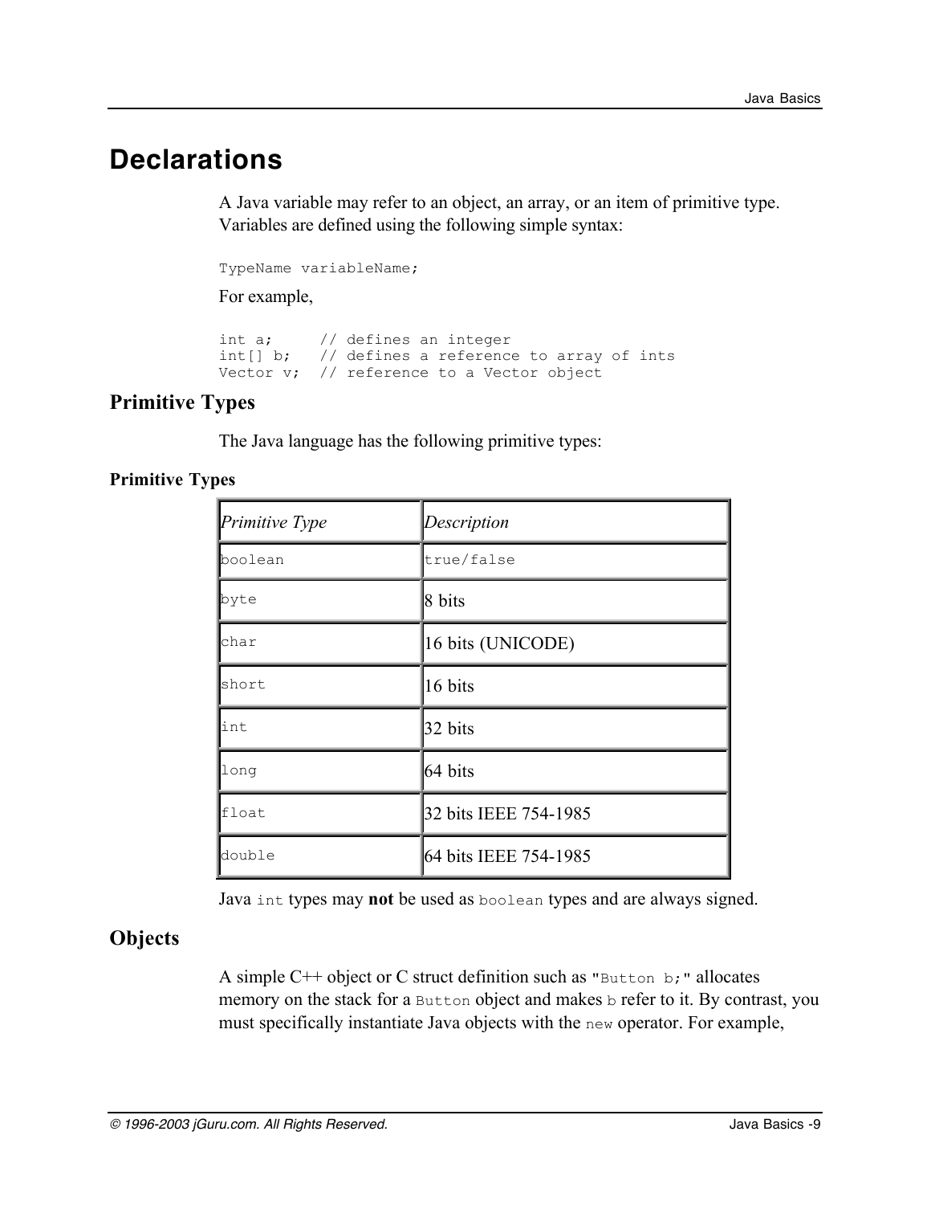# Declarations

A Java variable may refer to an object, an array, or an item of primitive type. Variables are defined using the following simple syntax:

```
TypeName variableName;
```

For example,

```
int a;     // defines an integer
int[] b;   // defines a reference to array of ints
Vector v;  // reference to a Vector object
```

## Primitive Types

The Java language has the following primitive types:

**Primitive Types**

| *Primitive Type* | *Description* |
|---|---|
| `boolean` | `true/false` |
| `byte` | 8 bits |
| `char` | 16 bits (UNICODE) |
| `short` | 16 bits |
| `int` | 32 bits |
| `long` | 64 bits |
| `float` | 32 bits IEEE 754-1985 |
| `double` | 64 bits IEEE 754-1985 |

Java `int` types may **not** be used as `boolean` types and are always signed.

## Objects

A simple C++ object or C struct definition such as `"Button b;"` allocates memory on the stack for a `Button` object and makes `b` refer to it. By contrast, you must specifically instantiate Java objects with the `new` operator. For example,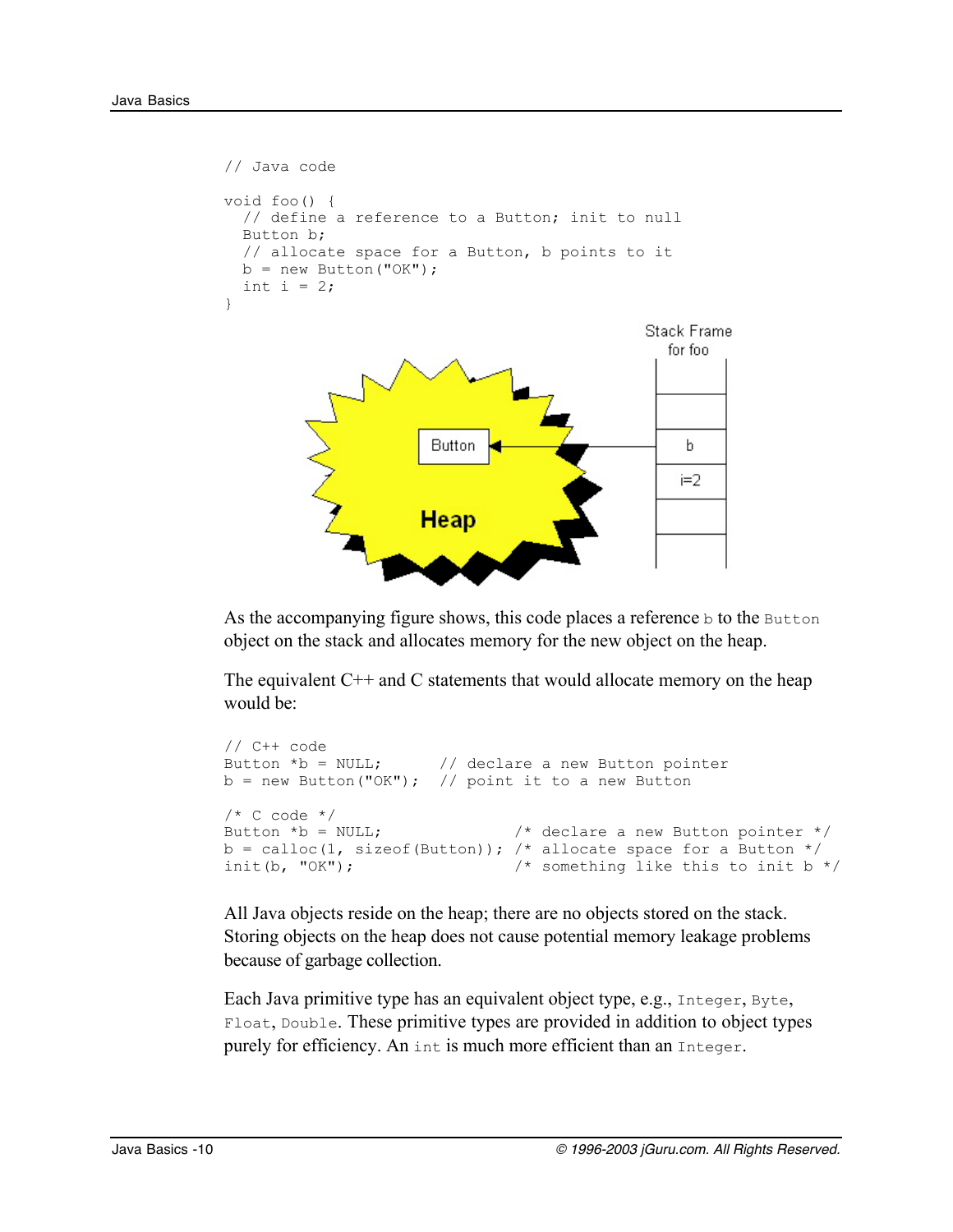```java
// Java code

void foo() {
  // define a reference to a Button; init to null
  Button b;
  // allocate space for a Button, b points to it
  b = new Button("OK");
  int i = 2;
}
```

As the accompanying figure shows, this code places a reference `b` to the `Button` object on the stack and allocates memory for the new object on the heap.

The equivalent C++ and C statements that would allocate memory on the heap would be:

```cpp
// C++ code
Button *b = NULL;      // declare a new Button pointer
b = new Button("OK");  // point it to a new Button

/* C code */
Button *b = NULL;               /* declare a new Button pointer */
b = calloc(1, sizeof(Button));  /* allocate space for a Button */
init(b, "OK");                  /* something like this to init b */
```

All Java objects reside on the heap; there are no objects stored on the stack. Storing objects on the heap does not cause potential memory leakage problems because of garbage collection.

Each Java primitive type has an equivalent object type, e.g., `Integer`, `Byte`, `Float`, `Double`. These primitive types are provided in addition to object types purely for efficiency. An `int` is much more efficient than an `Integer`.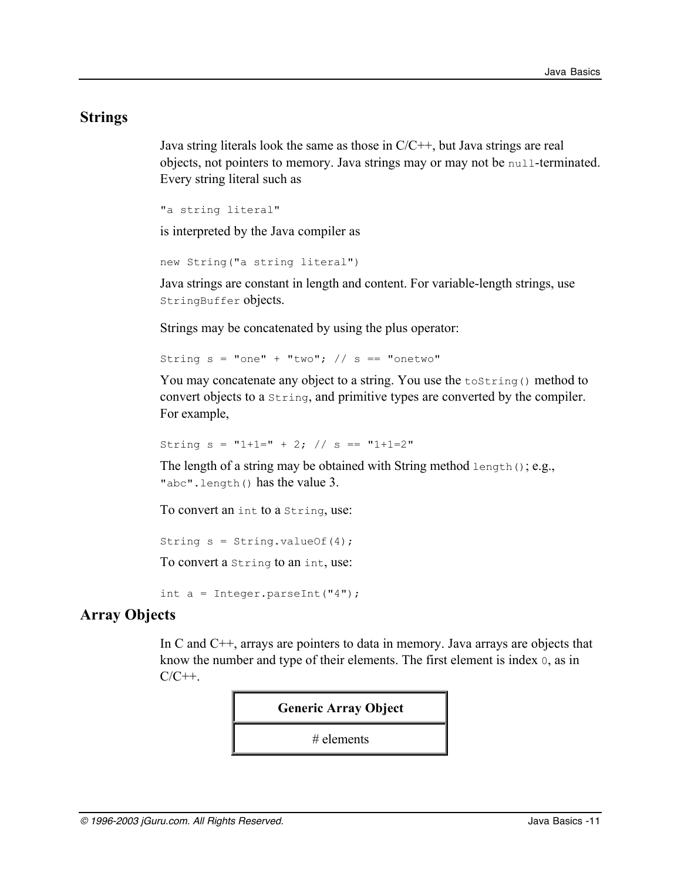## Strings

Java string literals look the same as those in C/C++, but Java strings are real objects, not pointers to memory. Java strings may or may not be `null`-terminated. Every string literal such as

```
"a string literal"
```

is interpreted by the Java compiler as

```
new String("a string literal")
```

Java strings are constant in length and content. For variable-length strings, use `StringBuffer` objects.

Strings may be concatenated by using the plus operator:

```
String s = "one" + "two"; // s == "onetwo"
```

You may concatenate any object to a string. You use the `toString()` method to convert objects to a `String`, and primitive types are converted by the compiler. For example,

```
String s = "1+1=" + 2; // s == "1+1=2"
```

The length of a string may be obtained with String method `length()`; e.g., `"abc".length()` has the value 3.

To convert an `int` to a `String`, use:

```
String s = String.valueOf(4);
```

To convert a `String` to an `int`, use:

```
int a = Integer.parseInt("4");
```

## Array Objects

In C and C++, arrays are pointers to data in memory. Java arrays are objects that know the number and type of their elements. The first element is index `0`, as in C/C++.

| Generic Array Object |
| --- |
| # elements |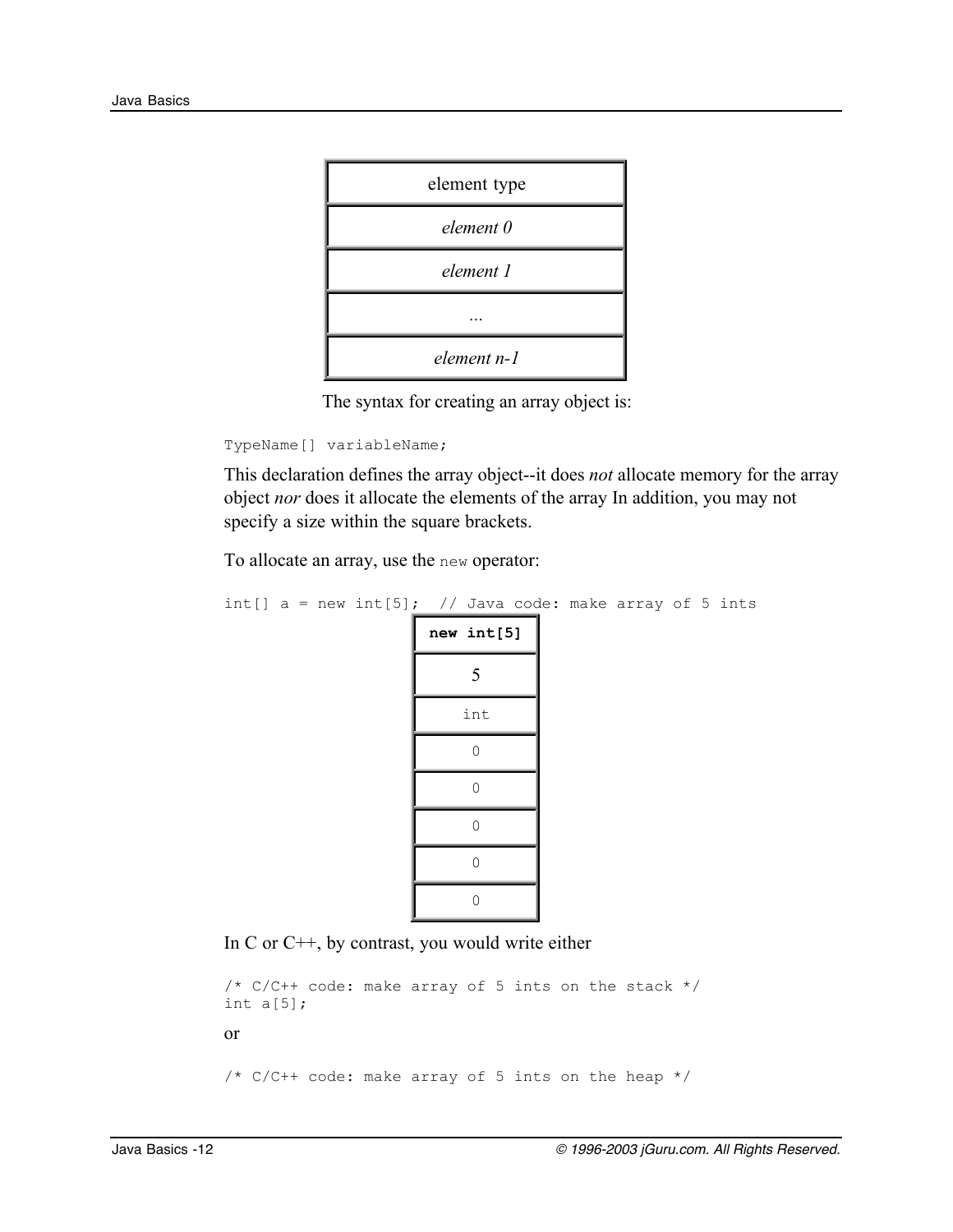| element type |
| --- |
| *element 0* |
| *element 1* |
| ... |
| *element n-1* |

The syntax for creating an array object is:

```
TypeName[] variableName;
```

This declaration defines the array object--it does *not* allocate memory for the array object *nor* does it allocate the elements of the array In addition, you may not specify a size within the square brackets.

To allocate an array, use the `new` operator:

```
int[] a = new int[5];  // Java code: make array of 5 ints
```

| **new int[5]** |
| --- |
| 5 |
| int |
| 0 |
| 0 |
| 0 |
| 0 |
| 0 |

In C or C++, by contrast, you would write either

```
/* C/C++ code: make array of 5 ints on the stack */
int a[5];
```

or

```
/* C/C++ code: make array of 5 ints on the heap */
```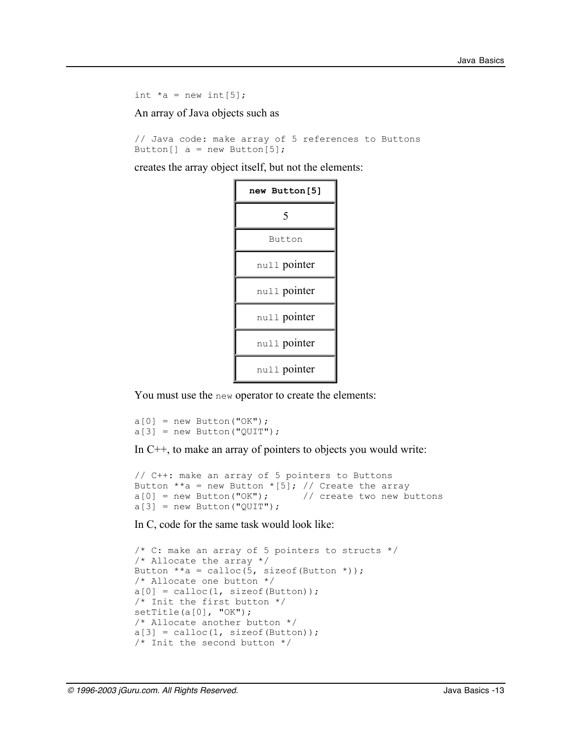```
int *a = new int[5];
```

An array of Java objects such as

```
// Java code: make array of 5 references to Buttons
Button[] a = new Button[5];
```

creates the array object itself, but not the elements:

| **new Button[5]** |
|---|
| 5 |
| Button |
| null pointer |
| null pointer |
| null pointer |
| null pointer |
| null pointer |

You must use the `new` operator to create the elements:

```
a[0] = new Button("OK");
a[3] = new Button("QUIT");
```

In C++, to make an array of pointers to objects you would write:

```
// C++: make an array of 5 pointers to Buttons
Button **a = new Button *[5]; // Create the array
a[0] = new Button("OK");      // create two new buttons
a[3] = new Button("QUIT");
```

In C, code for the same task would look like:

```
/* C: make an array of 5 pointers to structs */
/* Allocate the array */
Button **a = calloc(5, sizeof(Button *));
/* Allocate one button */
a[0] = calloc(1, sizeof(Button));
/* Init the first button */
setTitle(a[0], "OK");
/* Allocate another button */
a[3] = calloc(1, sizeof(Button));
/* Init the second button */
```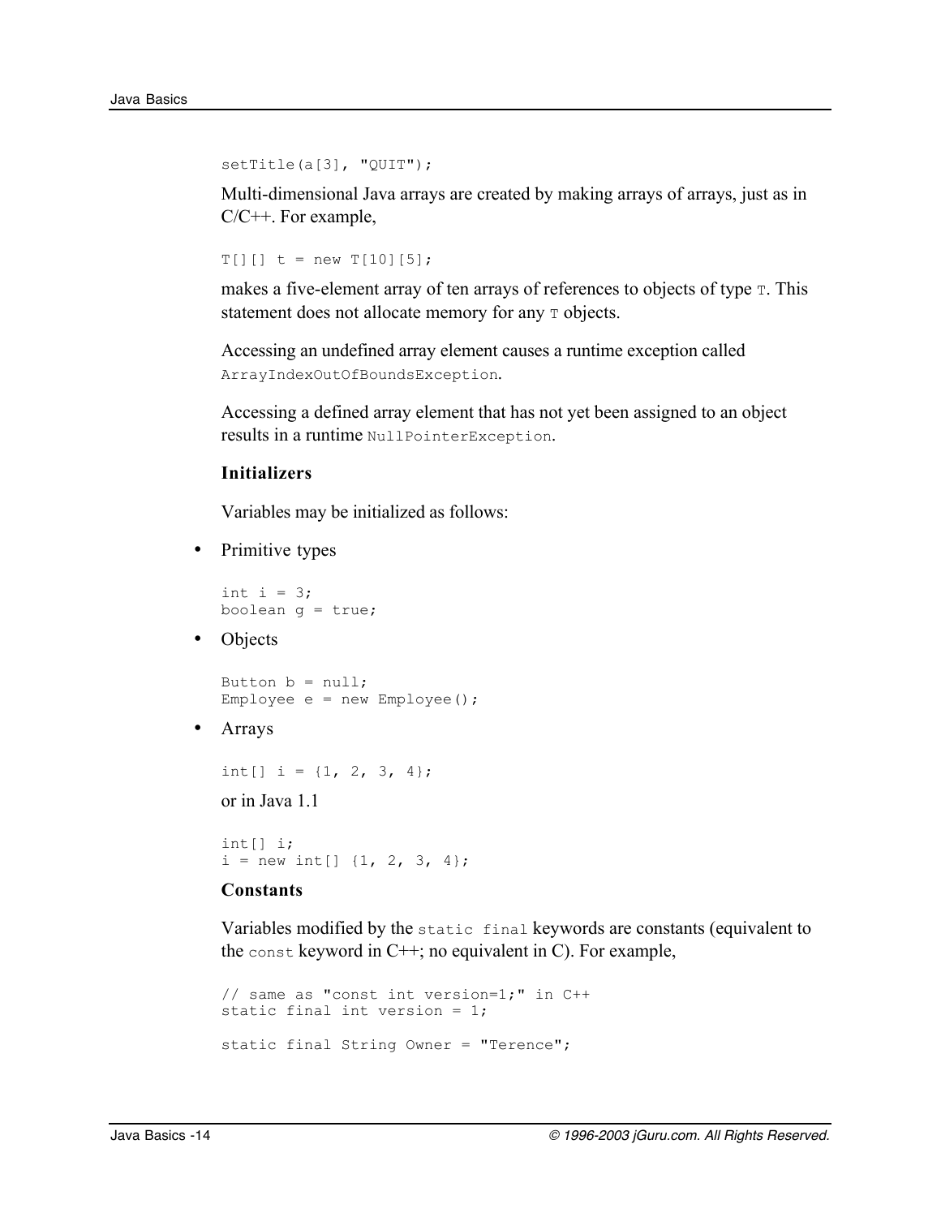```
setTitle(a[3], "QUIT");
```

Multi-dimensional Java arrays are created by making arrays of arrays, just as in C/C++. For example,

```
T[][] t = new T[10][5];
```

makes a five-element array of ten arrays of references to objects of type `T`. This statement does not allocate memory for any `T` objects.

Accessing an undefined array element causes a runtime exception called `ArrayIndexOutOfBoundsException`.

Accessing a defined array element that has not yet been assigned to an object results in a runtime `NullPointerException`.

### Initializers

Variables may be initialized as follows:

- Primitive types

```
int i = 3;
boolean g = true;
```

- Objects

```
Button b = null;
Employee e = new Employee();
```

- Arrays

```
int[] i = {1, 2, 3, 4};
```

or in Java 1.1

```
int[] i;
i = new int[] {1, 2, 3, 4};
```

### Constants

Variables modified by the `static final` keywords are constants (equivalent to the `const` keyword in C++; no equivalent in C). For example,

```
// same as "const int version=1;" in C++
static final int version = 1;

static final String Owner = "Terence";
```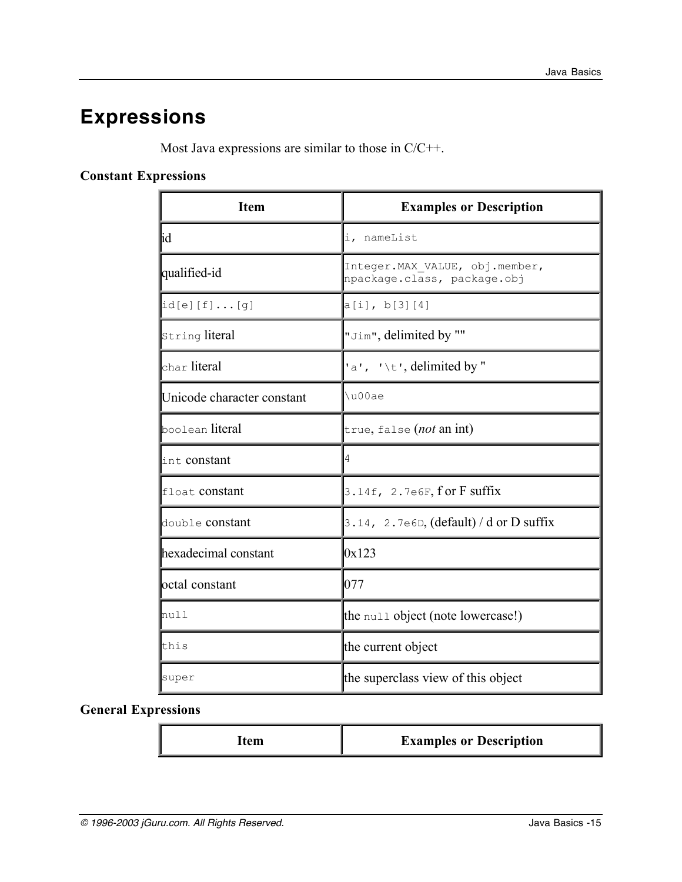# Expressions

Most Java expressions are similar to those in C/C++.

### Constant Expressions

| Item | Examples or Description |
|---|---|
| id | `i, nameList` |
| qualified-id | `Integer.MAX_VALUE, obj.member, npackage.class, package.obj` |
| `id[e][f]...[g]` | `a[i], b[3][4]` |
| `String` literal | `"Jim"`, delimited by "" |
| `char` literal | `'a', '\t'`, delimited by '' |
| Unicode character constant | `\u00ae` |
| `boolean` literal | `true`, `false` (*not* an int) |
| `int` constant | `4` |
| `float` constant | `3.14f, 2.7e6F`, f or F suffix |
| `double` constant | `3.14, 2.7e6D`, (default) / d or D suffix |
| hexadecimal constant | 0x123 |
| octal constant | 077 |
| `null` | the `null` object (note lowercase!) |
| `this` | the current object |
| `super` | the superclass view of this object |

### General Expressions

| Item | Examples or Description |
|---|---|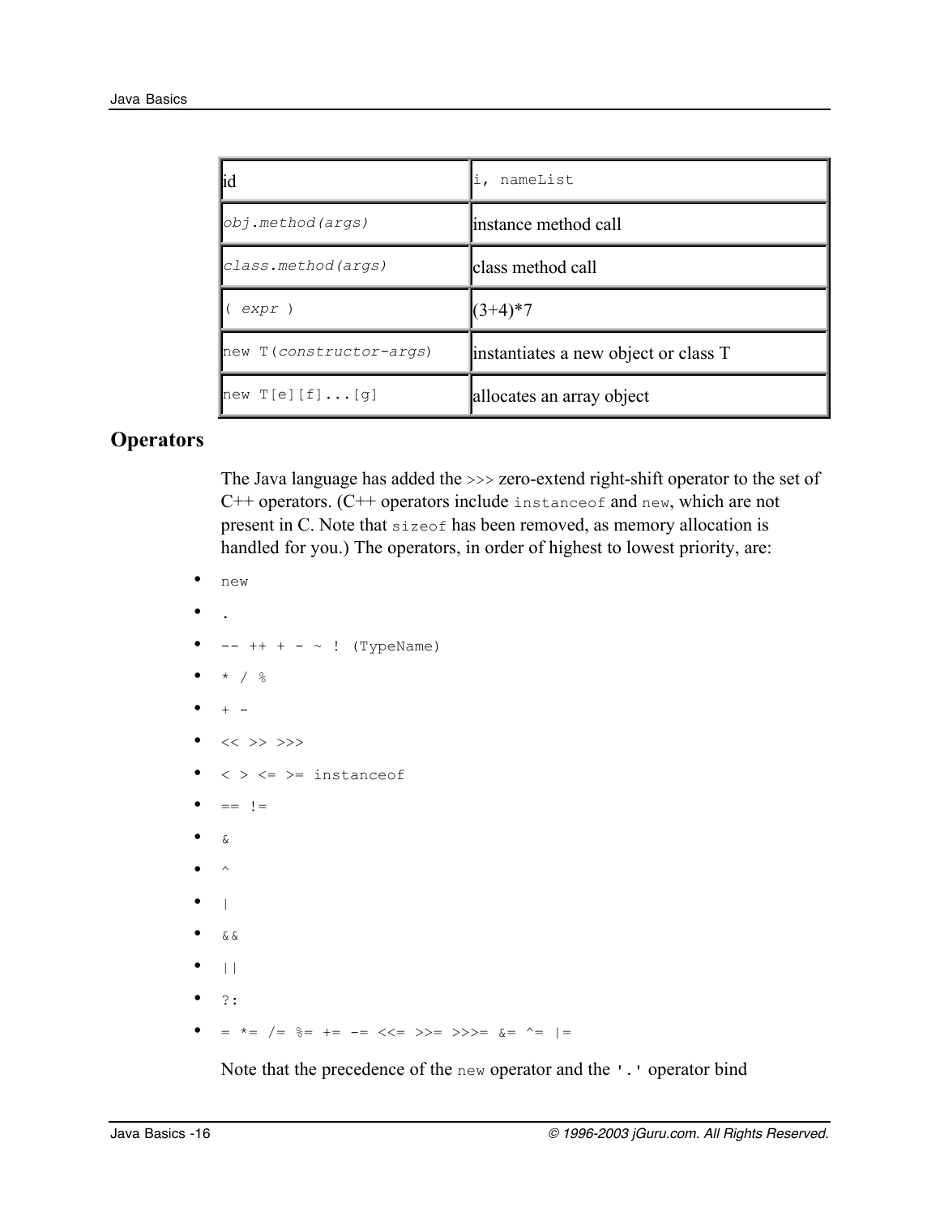| id | i, nameList |
|---|---|
| *obj.method(args)* | instance method call |
| *class.method(args)* | class method call |
| ( *expr* ) | (3+4)*7 |
| new T(*constructor-args*) | instantiates a new object or class T |
| new T[e][f]...[g] | allocates an array object |

## Operators

The Java language has added the `>>>` zero-extend right-shift operator to the set of C++ operators. (C++ operators include `instanceof` and `new`, which are not present in C. Note that `sizeof` has been removed, as memory allocation is handled for you.) The operators, in order of highest to lowest priority, are:

- `new`
- `.`
- `-- ++ + - ~ ! (TypeName)`
- `* / %`
- `+ -`
- `<< >> >>>`
- `< > <= >= instanceof`
- `== !=`
- `&`
- `^`
- `|`
- `&&`
- `||`
- `?:`
- `= *= /= %= += -= <<= >>= >>>= &= ^= |=`

Note that the precedence of the `new` operator and the `'.'` operator bind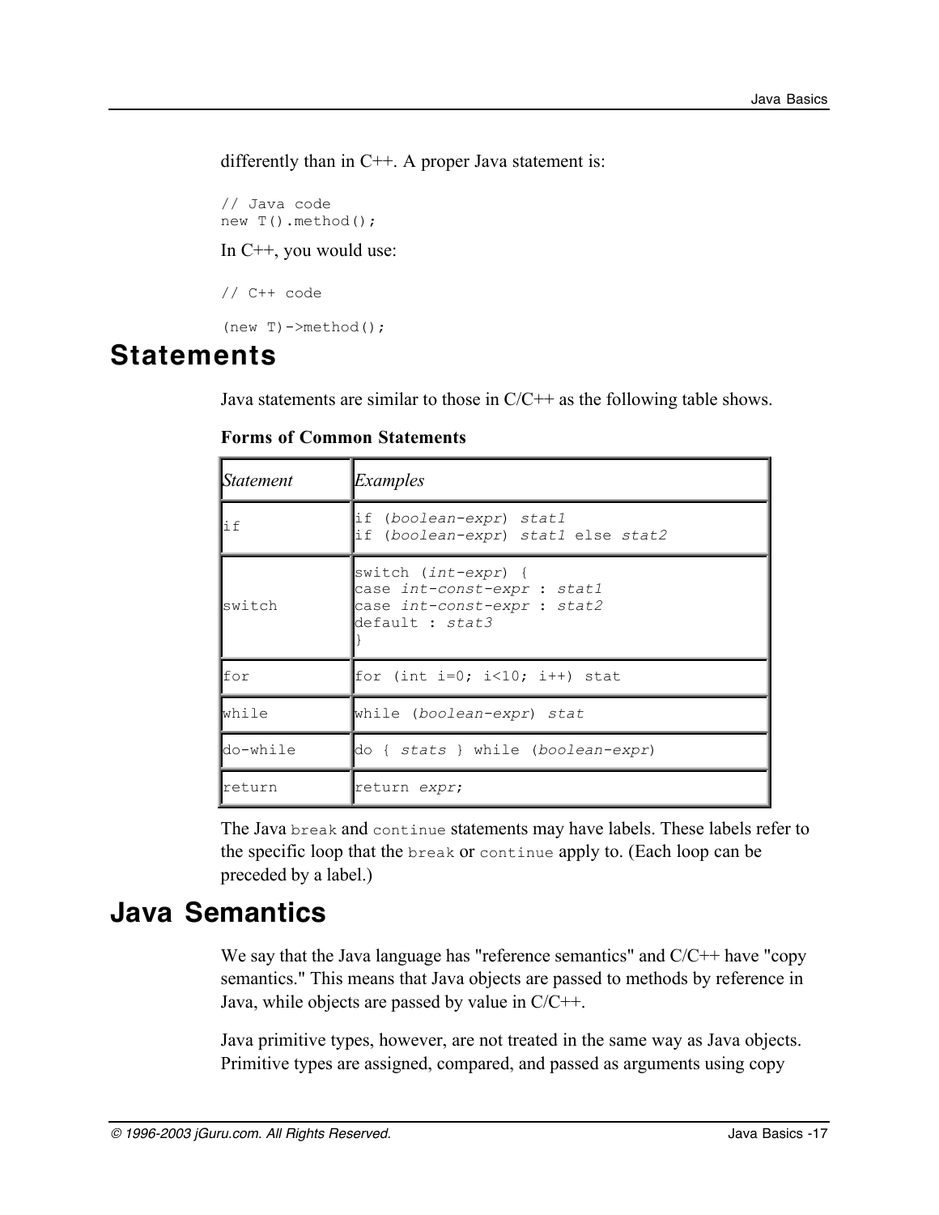differently than in C++. A proper Java statement is:

```
// Java code
new T().method();
```

In C++, you would use:

```
// C++ code

(new T)->method();
```

## Statements

Java statements are similar to those in C/C++ as the following table shows.

**Forms of Common Statements**

| *Statement* | *Examples* |
|---|---|
| `if` | `if (`*`boolean-expr`*`) `*`stat1`*<br>`if (`*`boolean-expr`*`) `*`stat1`*` else `*`stat2`* |
| `switch` | `switch (`*`int-expr`*`) {`<br>`case `*`int-const-expr`*` : `*`stat1`*<br>`case `*`int-const-expr`*` : `*`stat2`*<br>`default : `*`stat3`*<br>`}` |
| `for` | `for (int i=0; i<10; i++) stat` |
| `while` | `while (`*`boolean-expr`*`) `*`stat`* |
| `do-while` | `do { `*`stats`*` } while (`*`boolean-expr`*`)` |
| `return` | `return `*`expr`*`;` |

The Java `break` and `continue` statements may have labels. These labels refer to the specific loop that the `break` or `continue` apply to. (Each loop can be preceded by a label.)

## Java Semantics

We say that the Java language has "reference semantics" and C/C++ have "copy semantics." This means that Java objects are passed to methods by reference in Java, while objects are passed by value in C/C++.

Java primitive types, however, are not treated in the same way as Java objects. Primitive types are assigned, compared, and passed as arguments using copy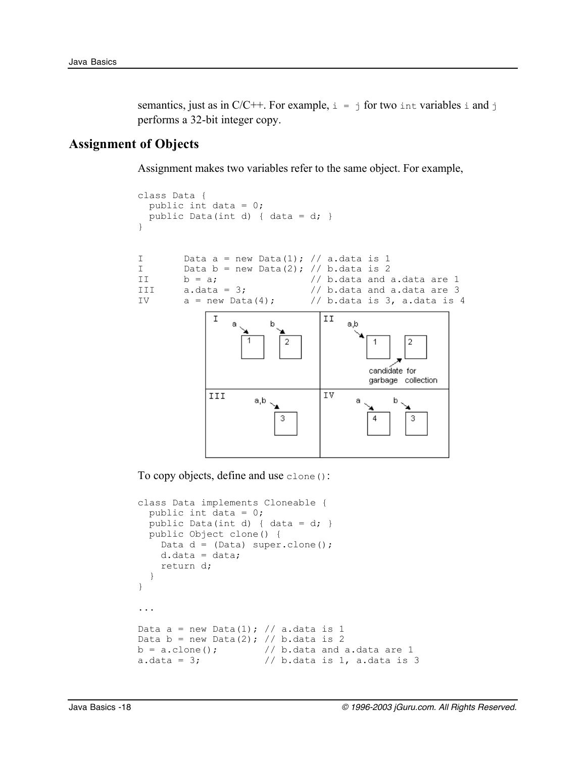semantics, just as in C/C++. For example, `i = j` for two `int` variables `i` and `j` performs a 32-bit integer copy.

## Assignment of Objects

Assignment makes two variables refer to the same object. For example,

```
class Data {
  public int data = 0;
  public Data(int d) { data = d; }
}


I       Data a = new Data(1); // a.data is 1
I       Data b = new Data(2); // b.data is 2
II      b = a;                // b.data and a.data are 1
III     a.data = 3;           // b.data and a.data are 3
IV      a = new Data(4);      // b.data is 3, a.data is 4
```

To copy objects, define and use `clone()`:

```
class Data implements Cloneable {
  public int data = 0;
  public Data(int d) { data = d; }
  public Object clone() {
    Data d = (Data) super.clone();
    d.data = data;
    return d;
  }
}

...

Data a = new Data(1); // a.data is 1
Data b = new Data(2); // b.data is 2
b = a.clone();        // b.data and a.data are 1
a.data = 3;           // b.data is 1, a.data is 3
```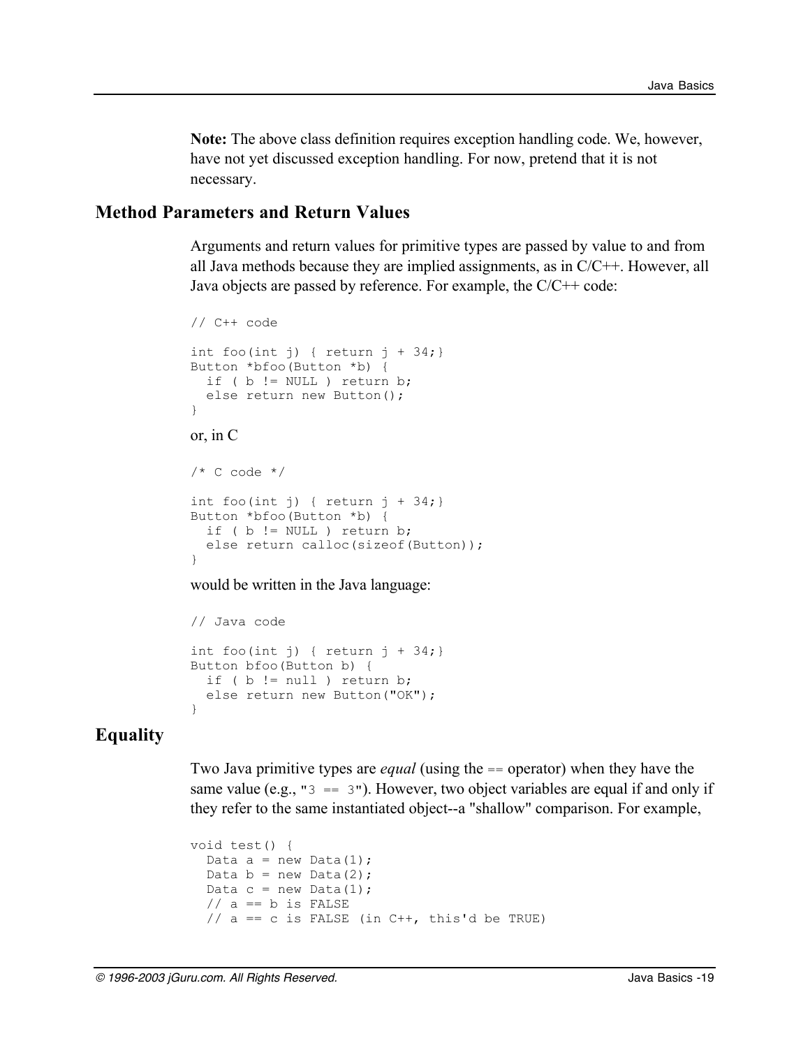**Note:** The above class definition requires exception handling code. We, however, have not yet discussed exception handling. For now, pretend that it is not necessary.

## Method Parameters and Return Values

Arguments and return values for primitive types are passed by value to and from all Java methods because they are implied assignments, as in C/C++. However, all Java objects are passed by reference. For example, the C/C++ code:

```
// C++ code

int foo(int j) { return j + 34;}
Button *bfoo(Button *b) {
  if ( b != NULL ) return b;
  else return new Button();
}
```

or, in C

```
/* C code */

int foo(int j) { return j + 34;}
Button *bfoo(Button *b) {
  if ( b != NULL ) return b;
  else return calloc(sizeof(Button));
}
```

would be written in the Java language:

```
// Java code

int foo(int j) { return j + 34;}
Button bfoo(Button b) {
  if ( b != null ) return b;
  else return new Button("OK");
}
```

## Equality

Two Java primitive types are *equal* (using the `==` operator) when they have the same value (e.g., "`3 == 3`"). However, two object variables are equal if and only if they refer to the same instantiated object--a "shallow" comparison. For example,

```
void test() {
  Data a = new Data(1);
  Data b = new Data(2);
  Data c = new Data(1);
  // a == b is FALSE
  // a == c is FALSE (in C++, this'd be TRUE)
```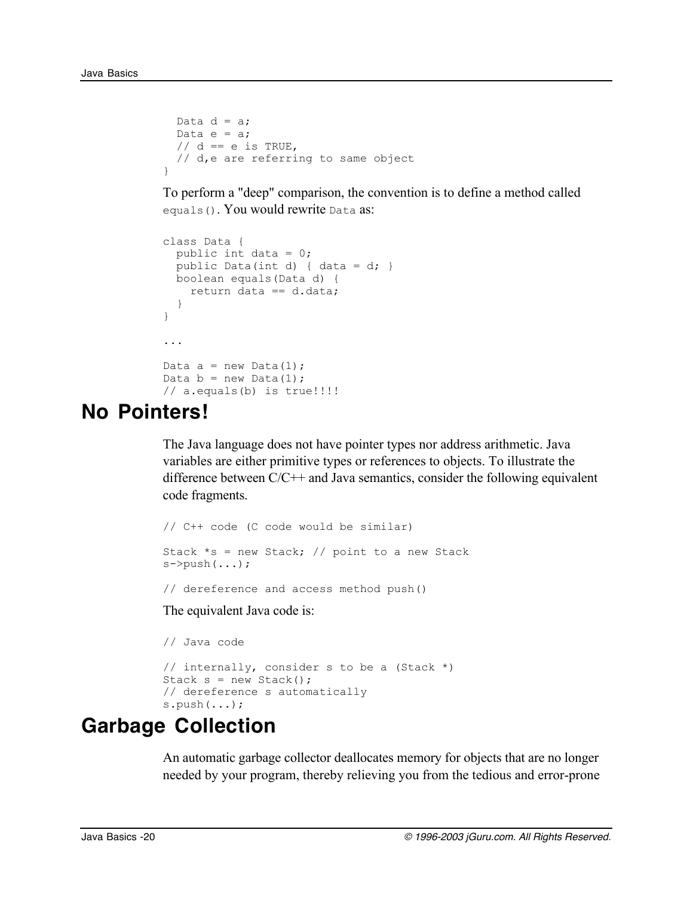```
  Data d = a;
  Data e = a;
  // d == e is TRUE,
  // d,e are referring to same object
}
```

To perform a "deep" comparison, the convention is to define a method called `equals()`. You would rewrite `Data` as:

```
class Data {
  public int data = 0;
  public Data(int d) { data = d; }
  boolean equals(Data d) {
    return data == d.data;
  }
}

...

Data a = new Data(1);
Data b = new Data(1);
// a.equals(b) is true!!!!
```

# No Pointers!

The Java language does not have pointer types nor address arithmetic. Java variables are either primitive types or references to objects. To illustrate the difference between C/C++ and Java semantics, consider the following equivalent code fragments.

```
// C++ code (C code would be similar)

Stack *s = new Stack; // point to a new Stack
s->push(...);

// dereference and access method push()
```

The equivalent Java code is:

```
// Java code

// internally, consider s to be a (Stack *)
Stack s = new Stack();
// dereference s automatically
s.push(...);
```

# Garbage Collection

An automatic garbage collector deallocates memory for objects that are no longer needed by your program, thereby relieving you from the tedious and error-prone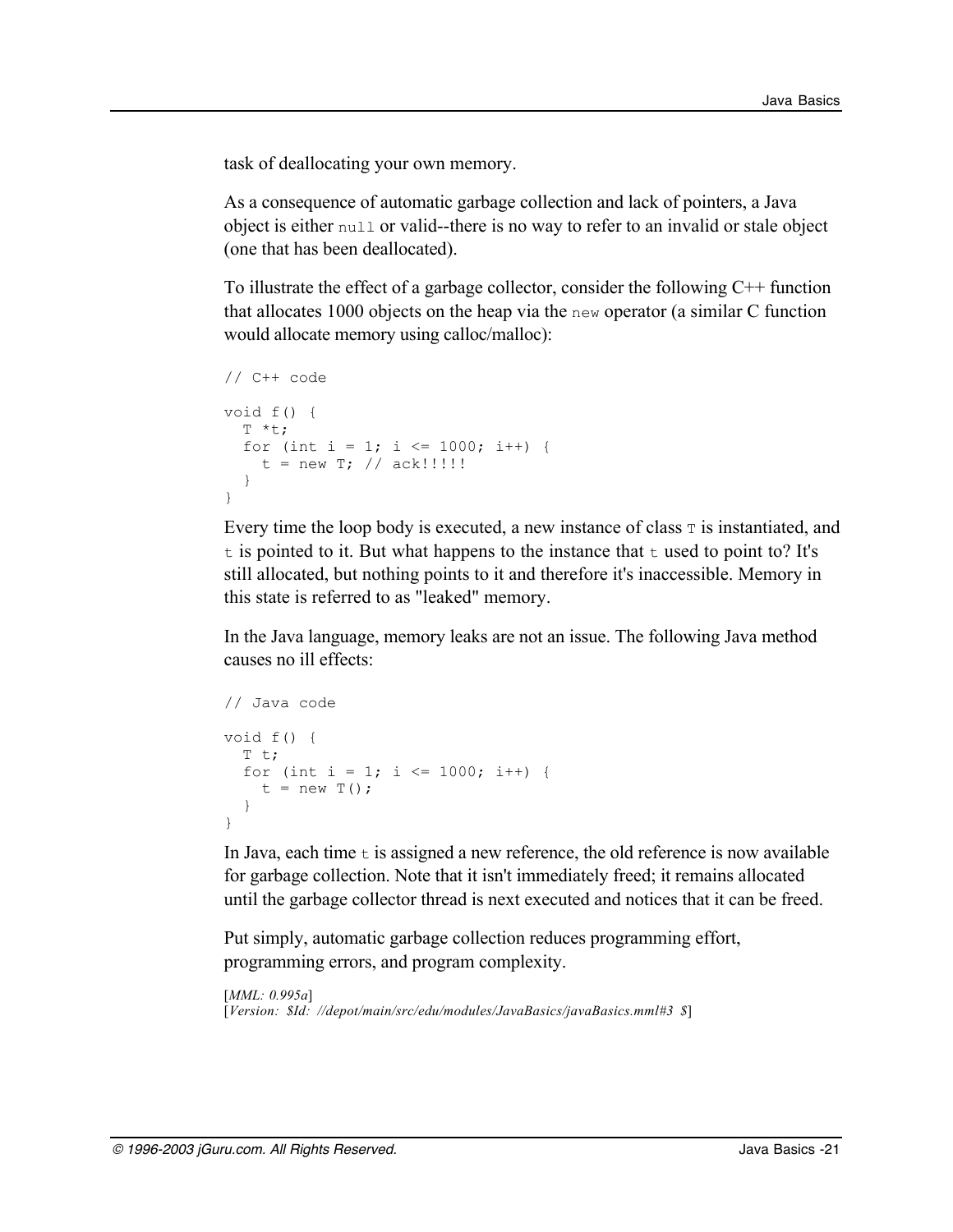task of deallocating your own memory.

As a consequence of automatic garbage collection and lack of pointers, a Java object is either `null` or valid--there is no way to refer to an invalid or stale object (one that has been deallocated).

To illustrate the effect of a garbage collector, consider the following C++ function that allocates 1000 objects on the heap via the `new` operator (a similar C function would allocate memory using calloc/malloc):

```
// C++ code

void f() {
  T *t;
  for (int i = 1; i <= 1000; i++) {
    t = new T; // ack!!!!!
  }
}
```

Every time the loop body is executed, a new instance of class `T` is instantiated, and `t` is pointed to it. But what happens to the instance that `t` used to point to? It's still allocated, but nothing points to it and therefore it's inaccessible. Memory in this state is referred to as "leaked" memory.

In the Java language, memory leaks are not an issue. The following Java method causes no ill effects:

```
// Java code

void f() {
  T t;
  for (int i = 1; i <= 1000; i++) {
    t = new T();
  }
}
```

In Java, each time `t` is assigned a new reference, the old reference is now available for garbage collection. Note that it isn't immediately freed; it remains allocated until the garbage collector thread is next executed and notices that it can be freed.

Put simply, automatic garbage collection reduces programming effort, programming errors, and program complexity.

[*MML: 0.995a*]
[*Version: $Id: //depot/main/src/edu/modules/JavaBasics/javaBasics.mml#3 $*]